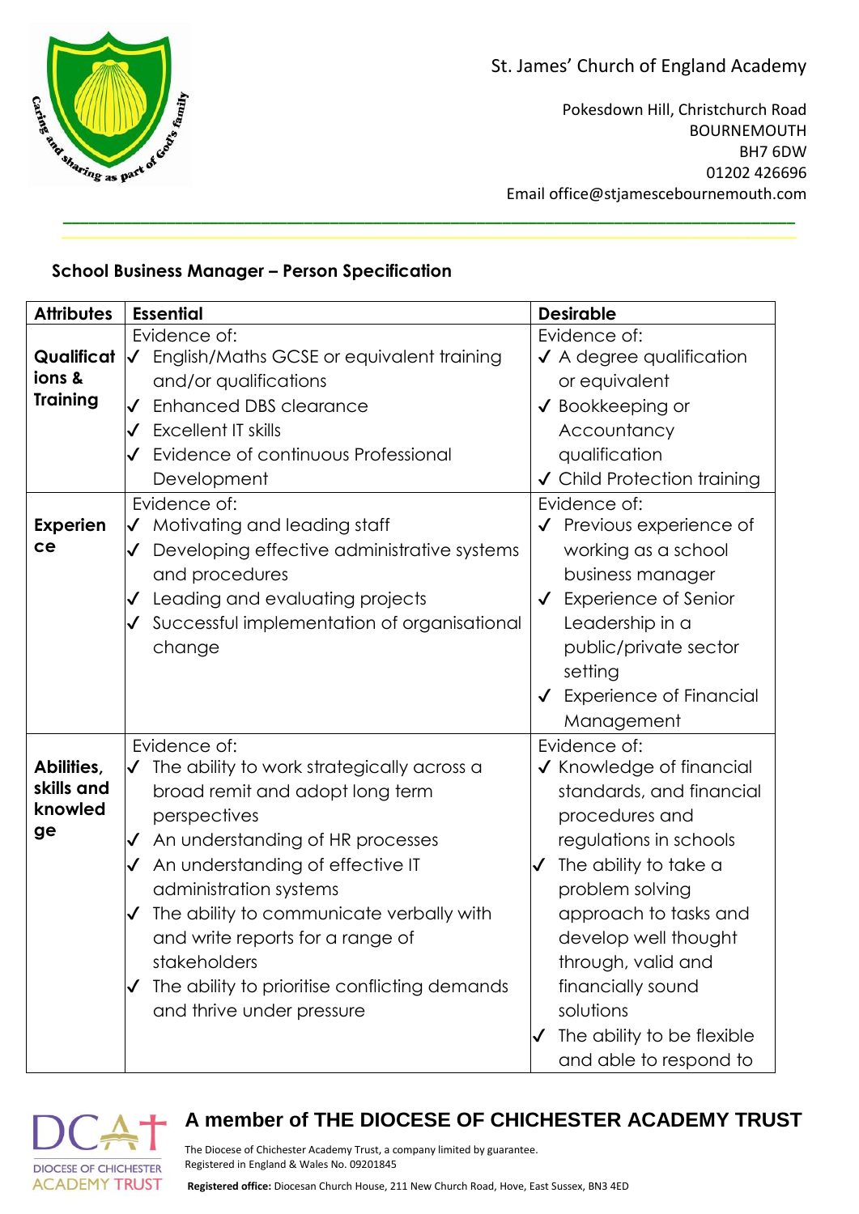St. James' Church of England Academy

Pokesdown Hill, Christchurch Road
BOURNEMOUTH
BH7 6DW
01202 426696
Email office@stjamescebournemouth.com

## School Business Manager – Person Specification

| Attributes | Essential | Desirable |
|---|---|---|
| **Qualifications & Training** | Evidence of:<br>✓ English/Maths GCSE or equivalent training and/or qualifications<br>✓ Enhanced DBS clearance<br>✓ Excellent IT skills<br>✓ Evidence of continuous Professional Development | Evidence of:<br>✓ A degree qualification or equivalent<br>✓ Bookkeeping or Accountancy qualification<br>✓ Child Protection training |
| **Experience** | Evidence of:<br>✓ Motivating and leading staff<br>✓ Developing effective administrative systems and procedures<br>✓ Leading and evaluating projects<br>✓ Successful implementation of organisational change | Evidence of:<br>✓ Previous experience of working as a school business manager<br>✓ Experience of Senior Leadership in a public/private sector setting<br>✓ Experience of Financial Management |
| **Abilities, skills and knowledge** | Evidence of:<br>✓ The ability to work strategically across a broad remit and adopt long term perspectives<br>✓ An understanding of HR processes<br>✓ An understanding of effective IT administration systems<br>✓ The ability to communicate verbally with and write reports for a range of stakeholders<br>✓ The ability to prioritise conflicting demands and thrive under pressure | Evidence of:<br>✓ Knowledge of financial standards, and financial procedures and regulations in schools<br>✓ The ability to take a problem solving approach to tasks and develop well thought through, valid and financially sound solutions<br>✓ The ability to be flexible and able to respond to |

**A member of THE DIOCESE OF CHICHESTER ACADEMY TRUST**

The Diocese of Chichester Academy Trust, a company limited by guarantee.
Registered in England & Wales No. 09201845

**Registered office:** Diocesan Church House, 211 New Church Road, Hove, East Sussex, BN3 4ED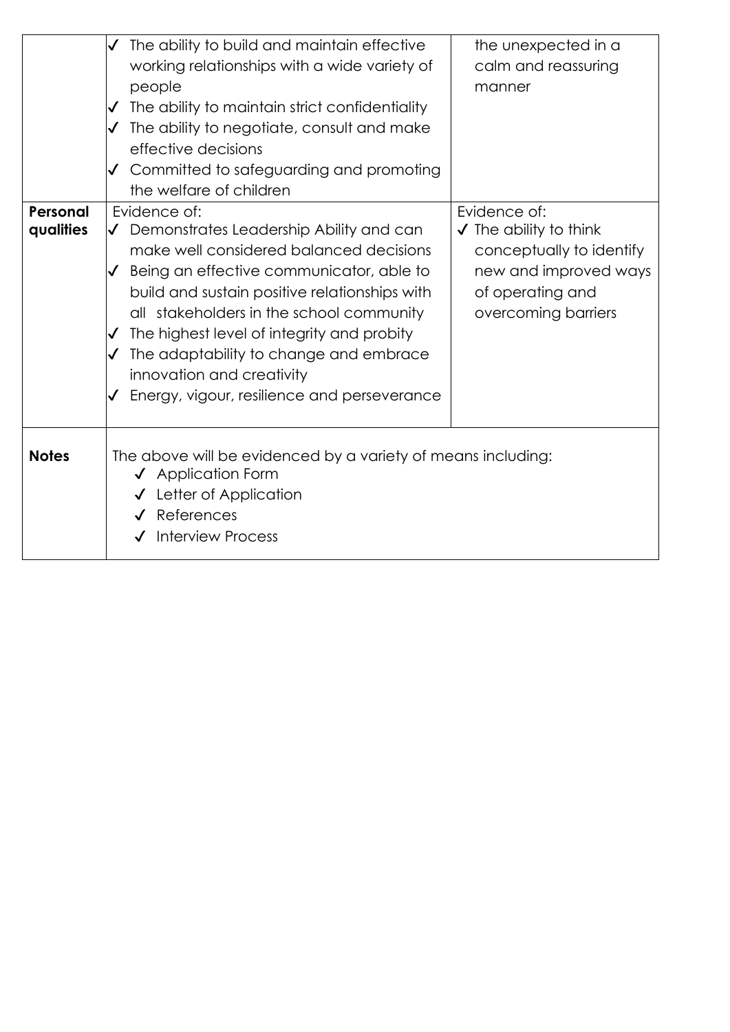| | | |
|---|---|---|
| | ✓ The ability to build and maintain effective working relationships with a wide variety of people<br>✓ The ability to maintain strict confidentiality<br>✓ The ability to negotiate, consult and make effective decisions<br>✓ Committed to safeguarding and promoting the welfare of children | the unexpected in a calm and reassuring manner |
| **Personal qualities** | Evidence of:<br>✓ Demonstrates Leadership Ability and can make well considered balanced decisions<br>✓ Being an effective communicator, able to build and sustain positive relationships with all stakeholders in the school community<br>✓ The highest level of integrity and probity<br>✓ The adaptability to change and embrace innovation and creativity<br>✓ Energy, vigour, resilience and perseverance | Evidence of:<br>✓ The ability to think conceptually to identify new and improved ways of operating and overcoming barriers |
| **Notes** | The above will be evidenced by a variety of means including:<br>✓ Application Form<br>✓ Letter of Application<br>✓ References<br>✓ Interview Process | |